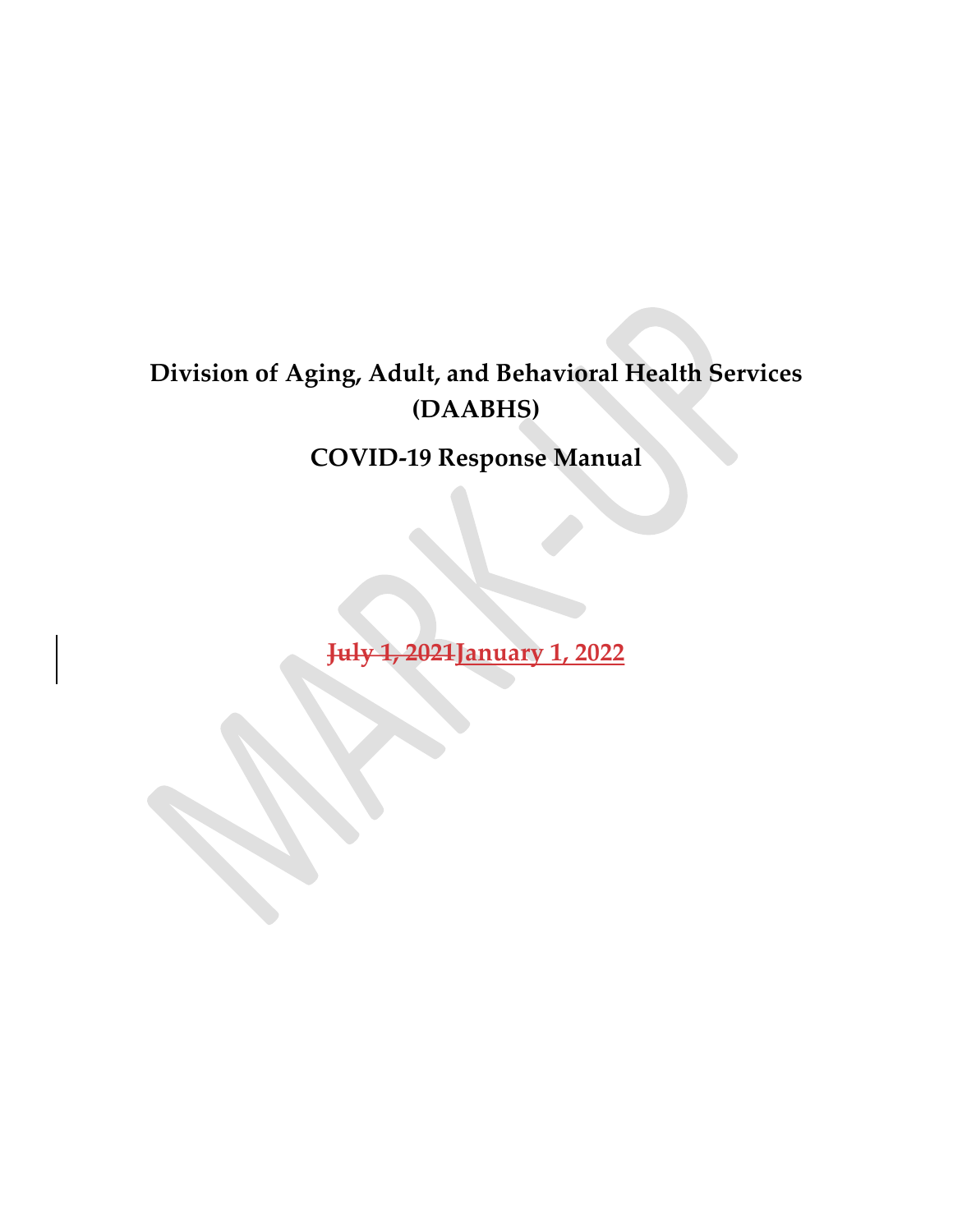# Division of Aging, Adult, and Behavioral Health Services (DAABHS)

## COVID-19 Response Manual

~~July 1, 2021~~ **January 1, 2022**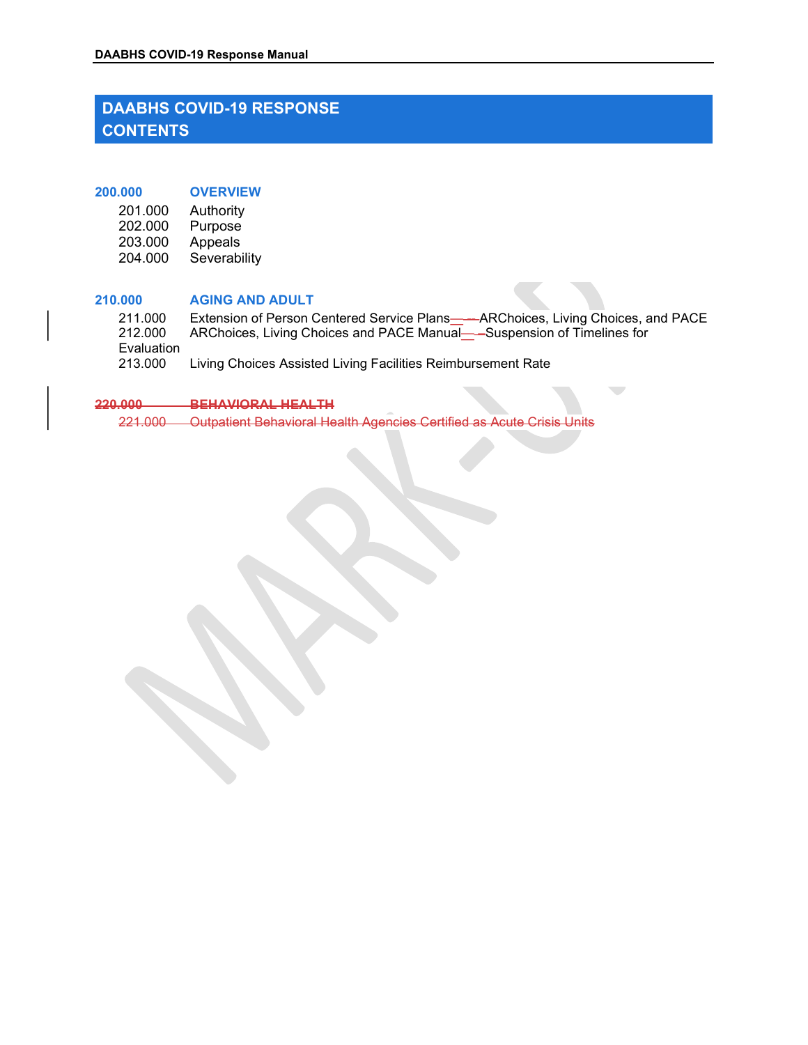# DAABHS COVID-19 RESPONSE CONTENTS

**200.000 OVERVIEW**

201.000 Authority
202.000 Purpose
203.000 Appeals
204.000 Severability

**210.000 AGING AND ADULT**

211.000 Extension of Person Centered Service Plans – ARChoices, Living Choices, and PACE
212.000 ARChoices, Living Choices and PACE Manual – Suspension of Timelines for Evaluation
213.000 Living Choices Assisted Living Facilities Reimbursement Rate

~~**220.000 BEHAVIORAL HEALTH**~~

~~221.000 Outpatient Behavioral Health Agencies Certified as Acute Crisis Units~~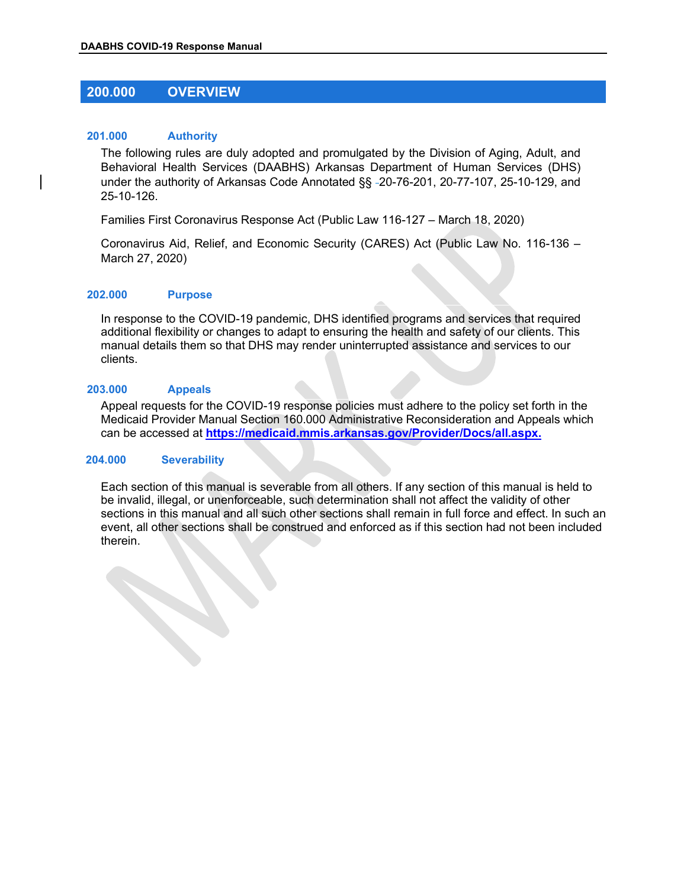## 200.000 OVERVIEW

### 201.000 Authority

The following rules are duly adopted and promulgated by the Division of Aging, Adult, and Behavioral Health Services (DAABHS) Arkansas Department of Human Services (DHS) under the authority of Arkansas Code Annotated §§ 20-76-201, 20-77-107, 25-10-129, and 25-10-126.

Families First Coronavirus Response Act (Public Law 116-127 – March 18, 2020)

Coronavirus Aid, Relief, and Economic Security (CARES) Act (Public Law No. 116-136 – March 27, 2020)

### 202.000 Purpose

In response to the COVID-19 pandemic, DHS identified programs and services that required additional flexibility or changes to adapt to ensuring the health and safety of our clients. This manual details them so that DHS may render uninterrupted assistance and services to our clients.

### 203.000 Appeals

Appeal requests for the COVID-19 response policies must adhere to the policy set forth in the Medicaid Provider Manual Section 160.000 Administrative Reconsideration and Appeals which can be accessed at **https://medicaid.mmis.arkansas.gov/Provider/Docs/all.aspx.**

### 204.000 Severability

Each section of this manual is severable from all others. If any section of this manual is held to be invalid, illegal, or unenforceable, such determination shall not affect the validity of other sections in this manual and all such other sections shall remain in full force and effect. In such an event, all other sections shall be construed and enforced as if this section had not been included therein.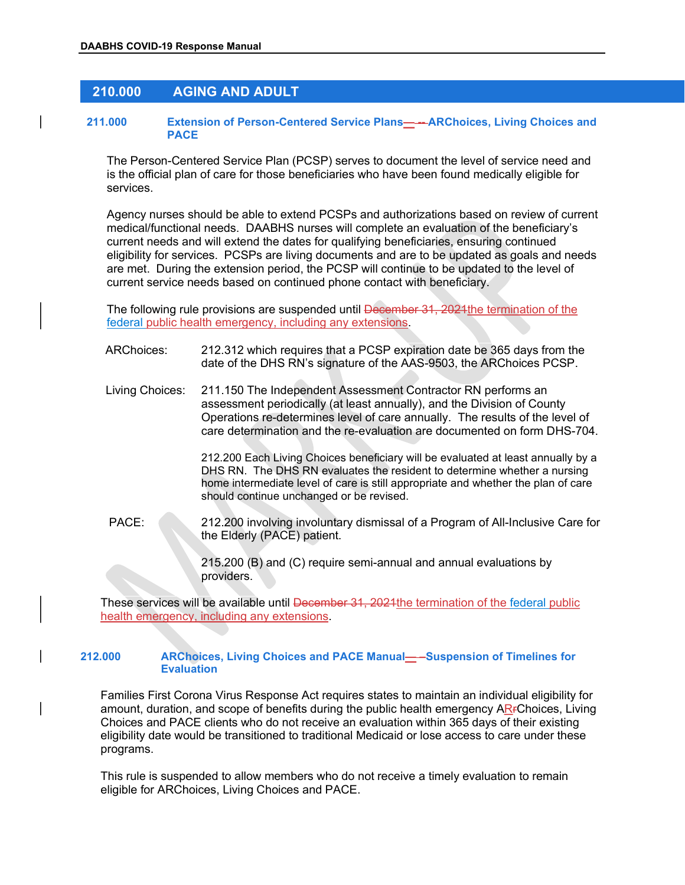## 210.000 AGING AND ADULT

### 211.000 Extension of Person-Centered Service Plans – ARChoices, Living Choices and PACE

The Person-Centered Service Plan (PCSP) serves to document the level of service need and is the official plan of care for those beneficiaries who have been found medically eligible for services.

Agency nurses should be able to extend PCSPs and authorizations based on review of current medical/functional needs. DAABHS nurses will complete an evaluation of the beneficiary's current needs and will extend the dates for qualifying beneficiaries, ensuring continued eligibility for services. PCSPs are living documents and are to be updated as goals and needs are met. During the extension period, the PCSP will continue to be updated to the level of current service needs based on continued phone contact with beneficiary.

The following rule provisions are suspended until ~~December 31, 2021~~the termination of the federal public health emergency, including any extensions.

| | |
|---|---|
| ARChoices: | 212.312 which requires that a PCSP expiration date be 365 days from the date of the DHS RN's signature of the AAS-9503, the ARChoices PCSP. |
| Living Choices: | 211.150 The Independent Assessment Contractor RN performs an assessment periodically (at least annually), and the Division of County Operations re-determines level of care annually. The results of the level of care determination and the re-evaluation are documented on form DHS-704. |
| | 212.200 Each Living Choices beneficiary will be evaluated at least annually by a DHS RN. The DHS RN evaluates the resident to determine whether a nursing home intermediate level of care is still appropriate and whether the plan of care should continue unchanged or be revised. |
| PACE: | 212.200 involving involuntary dismissal of a Program of All-Inclusive Care for the Elderly (PACE) patient. |
| | 215.200 (B) and (C) require semi-annual and annual evaluations by providers. |

These services will be available until ~~December 31, 2021~~the termination of the federal public health emergency, including any extensions.

### 212.000 ARChoices, Living Choices and PACE Manual – Suspension of Timelines for Evaluation

Families First Corona Virus Response Act requires states to maintain an individual eligibility for amount, duration, and scope of benefits during the public health emergency ARChoices, Living Choices and PACE clients who do not receive an evaluation within 365 days of their existing eligibility date would be transitioned to traditional Medicaid or lose access to care under these programs.

This rule is suspended to allow members who do not receive a timely evaluation to remain eligible for ARChoices, Living Choices and PACE.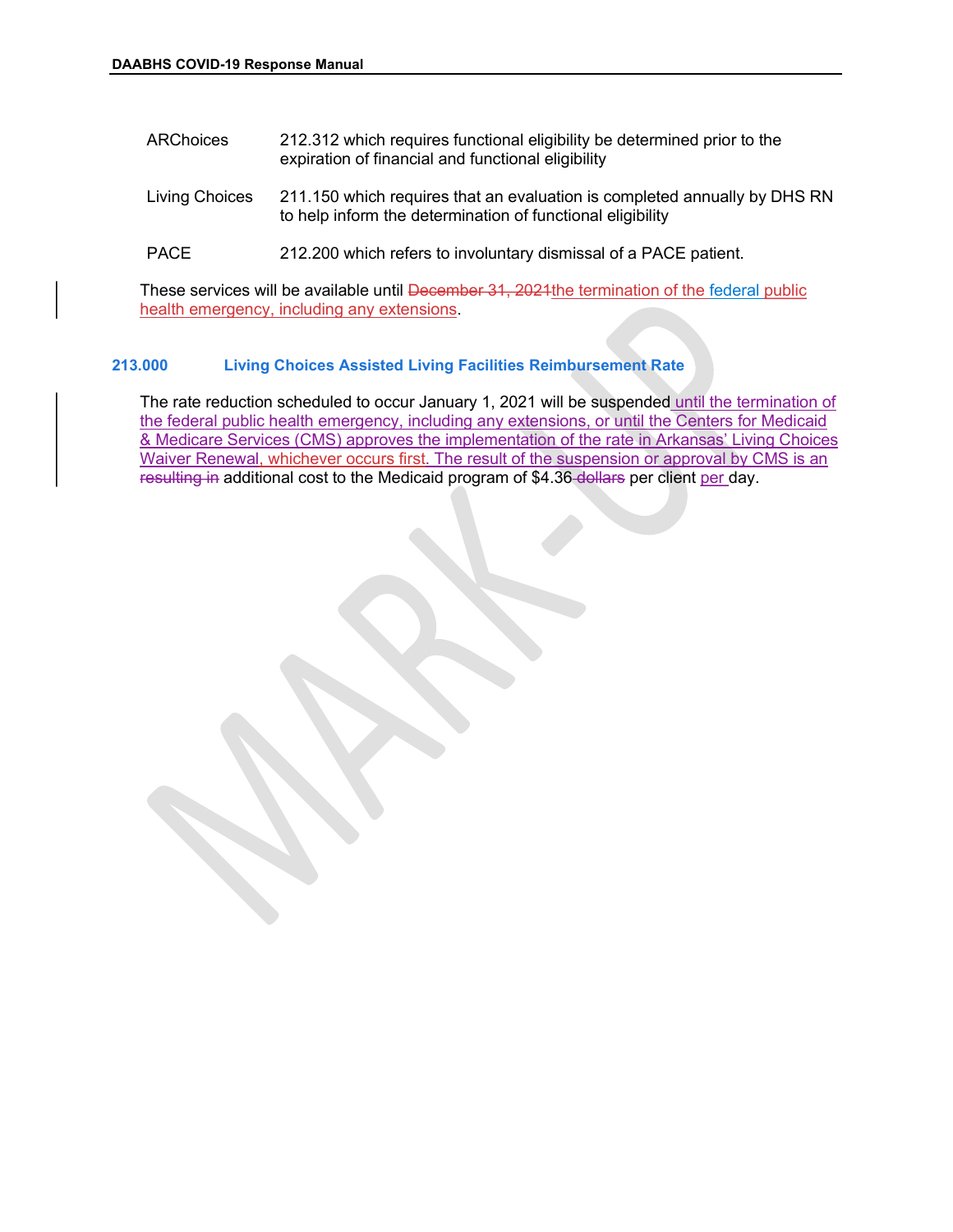| | |
|---|---|
| ARChoices | 212.312 which requires functional eligibility be determined prior to the expiration of financial and functional eligibility |
| Living Choices | 211.150 which requires that an evaluation is completed annually by DHS RN to help inform the determination of functional eligibility |
| PACE | 212.200 which refers to involuntary dismissal of a PACE patient. |

These services will be available until ~~December 31, 2021~~the termination of the federal public health emergency, including any extensions.

## 213.000 Living Choices Assisted Living Facilities Reimbursement Rate

The rate reduction scheduled to occur January 1, 2021 will be suspended until the termination of the federal public health emergency, including any extensions, or until the Centers for Medicaid & Medicare Services (CMS) approves the implementation of the rate in Arkansas' Living Choices Waiver Renewal, whichever occurs first. The result of the suspension or approval by CMS is an ~~resulting in~~ additional cost to the Medicaid program of $4.36 ~~dollars~~ per client per day.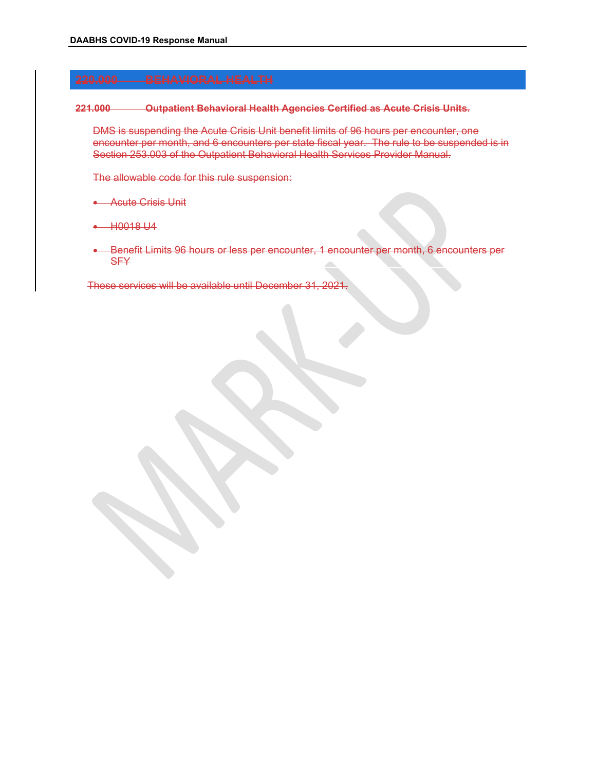## ~~220.000 BEHAVIORAL HEALTH~~

### ~~221.000 Outpatient Behavioral Health Agencies Certified as Acute Crisis Units.~~

~~DMS is suspending the Acute Crisis Unit benefit limits of 96 hours per encounter, one encounter per month, and 6 encounters per state fiscal year. The rule to be suspended is in Section 253.003 of the Outpatient Behavioral Health Services Provider Manual.~~

~~The allowable code for this rule suspension:~~

- ~~Acute Crisis Unit~~
- ~~H0018 U4~~
- ~~Benefit Limits 96 hours or less per encounter, 1 encounter per month, 6 encounters per SFY~~

~~These services will be available until December 31, 2021.~~